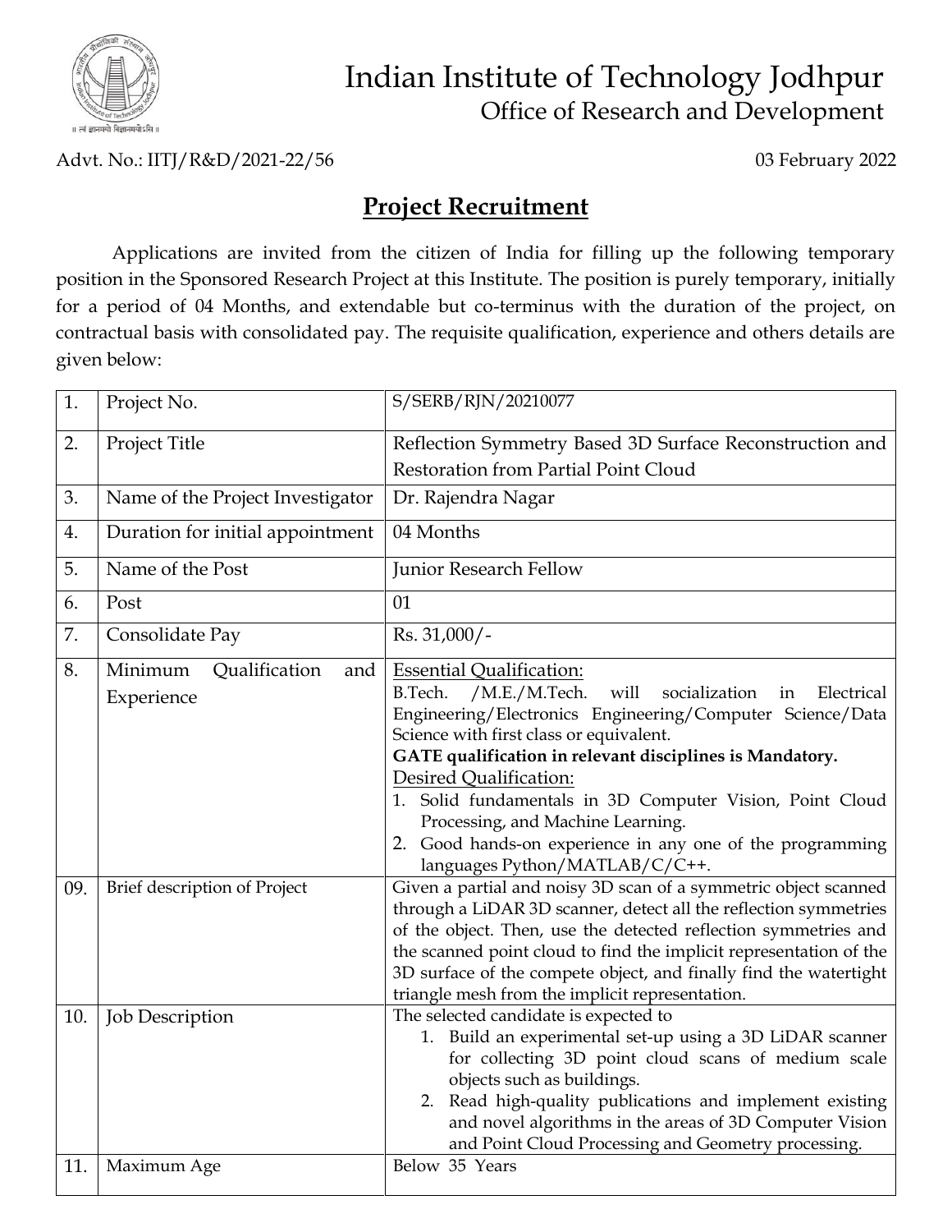# Indian Institute of Technology Jodhpur

## Office of Research and Development

Advt. No.: IITJ/R&D/2021-22/56

03 February 2022

## Project Recruitment

Applications are invited from the citizen of India for filling up the following temporary position in the Sponsored Research Project at this Institute. The position is purely temporary, initially for a period of 04 Months, and extendable but co-terminus with the duration of the project, on contractual basis with consolidated pay. The requisite qualification, experience and others details are given below:

| | | |
|---|---|---|
| 1. | Project No. | S/SERB/RJN/20210077 |
| 2. | Project Title | Reflection Symmetry Based 3D Surface Reconstruction and Restoration from Partial Point Cloud |
| 3. | Name of the Project Investigator | Dr. Rajendra Nagar |
| 4. | Duration for initial appointment | 04 Months |
| 5. | Name of the Post | Junior Research Fellow |
| 6. | Post | 01 |
| 7. | Consolidate Pay | Rs. 31,000/- |
| 8. | Minimum Qualification and Experience | Essential Qualification:<br>B.Tech. /M.E./M.Tech. will socialization in Electrical Engineering/Electronics Engineering/Computer Science/Data Science with first class or equivalent.<br>**GATE qualification in relevant disciplines is Mandatory.**<br>Desired Qualification:<br>1. Solid fundamentals in 3D Computer Vision, Point Cloud Processing, and Machine Learning.<br>2. Good hands-on experience in any one of the programming languages Python/MATLAB/C/C++. |
| 09. | Brief description of Project | Given a partial and noisy 3D scan of a symmetric object scanned through a LiDAR 3D scanner, detect all the reflection symmetries of the object. Then, use the detected reflection symmetries and the scanned point cloud to find the implicit representation of the 3D surface of the compete object, and finally find the watertight triangle mesh from the implicit representation. |
| 10. | Job Description | The selected candidate is expected to<br>1. Build an experimental set-up using a 3D LiDAR scanner for collecting 3D point cloud scans of medium scale objects such as buildings.<br>2. Read high-quality publications and implement existing and novel algorithms in the areas of 3D Computer Vision and Point Cloud Processing and Geometry processing. |
| 11. | Maximum Age | Below 35 Years |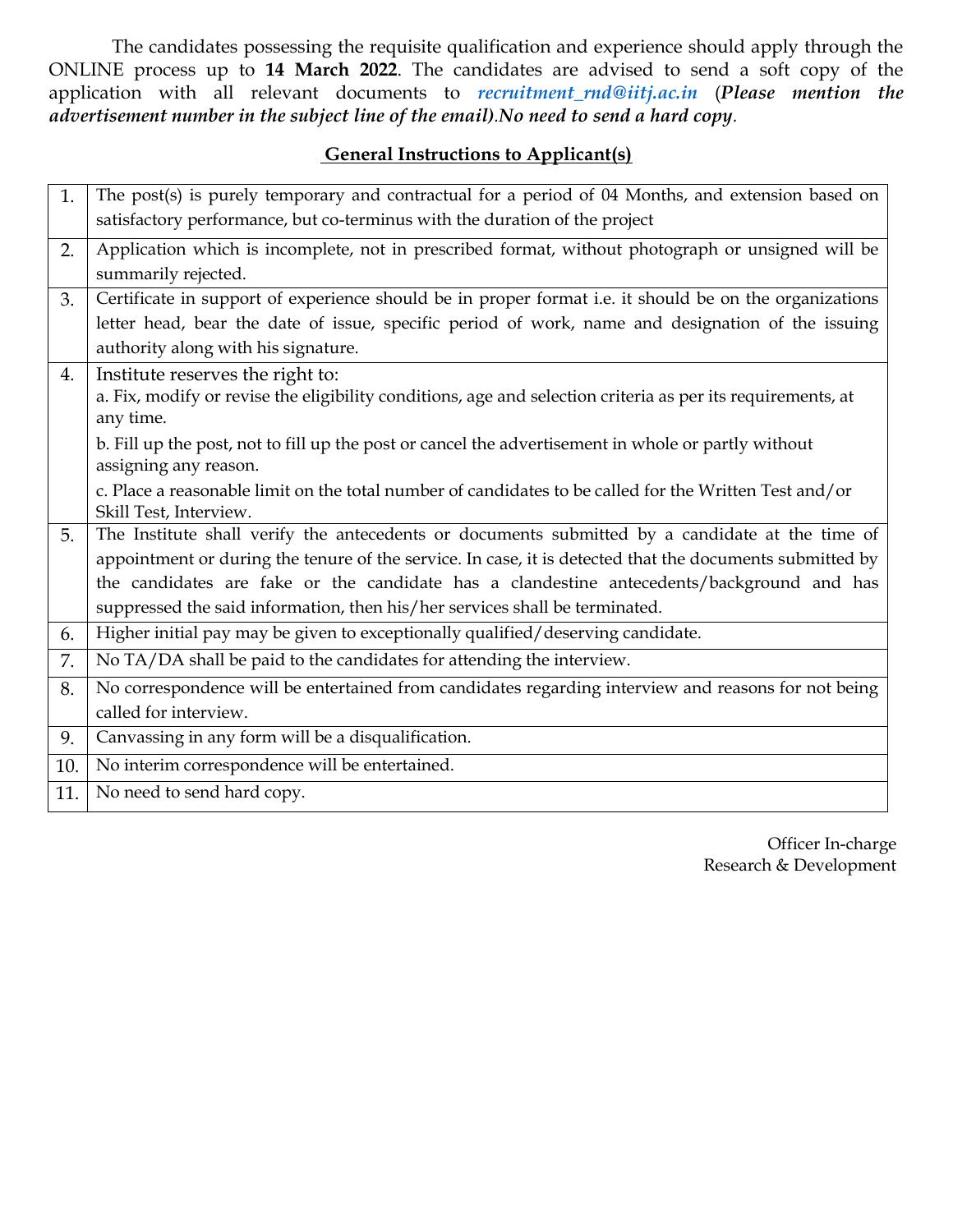The candidates possessing the requisite qualification and experience should apply through the ONLINE process up to **14 March 2022**. The candidates are advised to send a soft copy of the application with all relevant documents to ***recruitment_rnd@iitj.ac.in*** (***Please mention the advertisement number in the subject line of the email).No need to send a hard copy***.

## General Instructions to Applicant(s)

| | |
|---|---|
| 1. | The post(s) is purely temporary and contractual for a period of 04 Months, and extension based on satisfactory performance, but co-terminus with the duration of the project |
| 2. | Application which is incomplete, not in prescribed format, without photograph or unsigned will be summarily rejected. |
| 3. | Certificate in support of experience should be in proper format i.e. it should be on the organizations letter head, bear the date of issue, specific period of work, name and designation of the issuing authority along with his signature. |
| 4. | Institute reserves the right to:<br>a. Fix, modify or revise the eligibility conditions, age and selection criteria as per its requirements, at any time.<br>b. Fill up the post, not to fill up the post or cancel the advertisement in whole or partly without assigning any reason.<br>c. Place a reasonable limit on the total number of candidates to be called for the Written Test and/or Skill Test, Interview. |
| 5. | The Institute shall verify the antecedents or documents submitted by a candidate at the time of appointment or during the tenure of the service. In case, it is detected that the documents submitted by the candidates are fake or the candidate has a clandestine antecedents/background and has suppressed the said information, then his/her services shall be terminated. |
| 6. | Higher initial pay may be given to exceptionally qualified/deserving candidate. |
| 7. | No TA/DA shall be paid to the candidates for attending the interview. |
| 8. | No correspondence will be entertained from candidates regarding interview and reasons for not being called for interview. |
| 9. | Canvassing in any form will be a disqualification. |
| 10. | No interim correspondence will be entertained. |
| 11. | No need to send hard copy. |

Officer In-charge
Research & Development